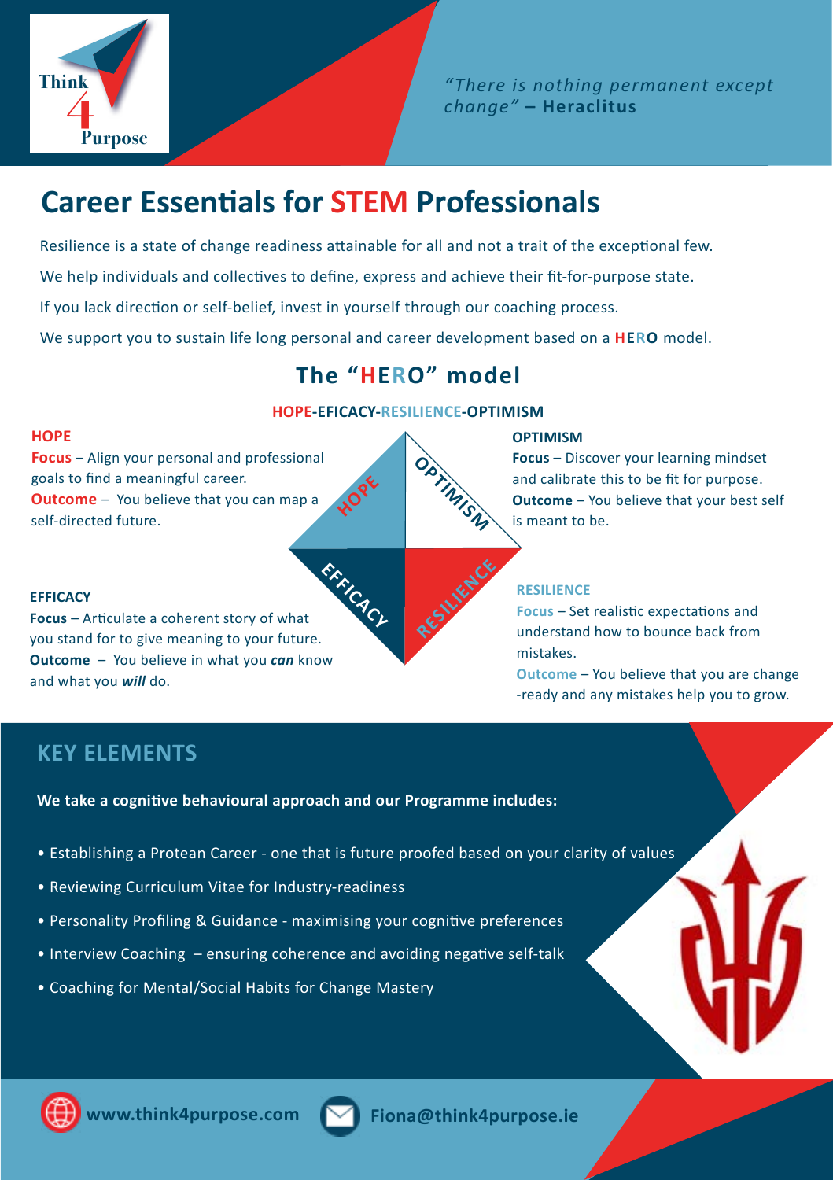Think 4 Purpose

*"There is nothing permanent except change"* – **Heraclitus**

# Career Essentials for STEM Professionals

Resilience is a state of change readiness attainable for all and not a trait of the exceptional few.

We help individuals and collectives to define, express and achieve their fit-for-purpose state.

If you lack direction or self-belief, invest in yourself through our coaching process.

We support you to sustain life long personal and career development based on a **HERO** model.

## The "HERO" model

**HOPE-EFICACY-RESILIENCE-OPTIMISM**

### HOPE

**Focus** – Align your personal and professional goals to find a meaningful career.

**Outcome** – You believe that you can map a self-directed future.

### OPTIMISM

**Focus** – Discover your learning mindset and calibrate this to be fit for purpose.

**Outcome** – You believe that your best self is meant to be.

### EFFICACY

**Focus** – Articulate a coherent story of what you stand for to give meaning to your future.

**Outcome** – You believe in what you ***can*** know and what you ***will*** do.

### RESILIENCE

**Focus** – Set realistic expectations and understand how to bounce back from mistakes.

**Outcome** – You believe that you are change -ready and any mistakes help you to grow.

## KEY ELEMENTS

**We take a cognitive behavioural approach and our Programme includes:**

- Establishing a Protean Career - one that is future proofed based on your clarity of values
- Reviewing Curriculum Vitae for Industry-readiness
- Personality Profiling & Guidance - maximising your cognitive preferences
- Interview Coaching – ensuring coherence and avoiding negative self-talk
- Coaching for Mental/Social Habits for Change Mastery

www.think4purpose.com

Fiona@think4purpose.ie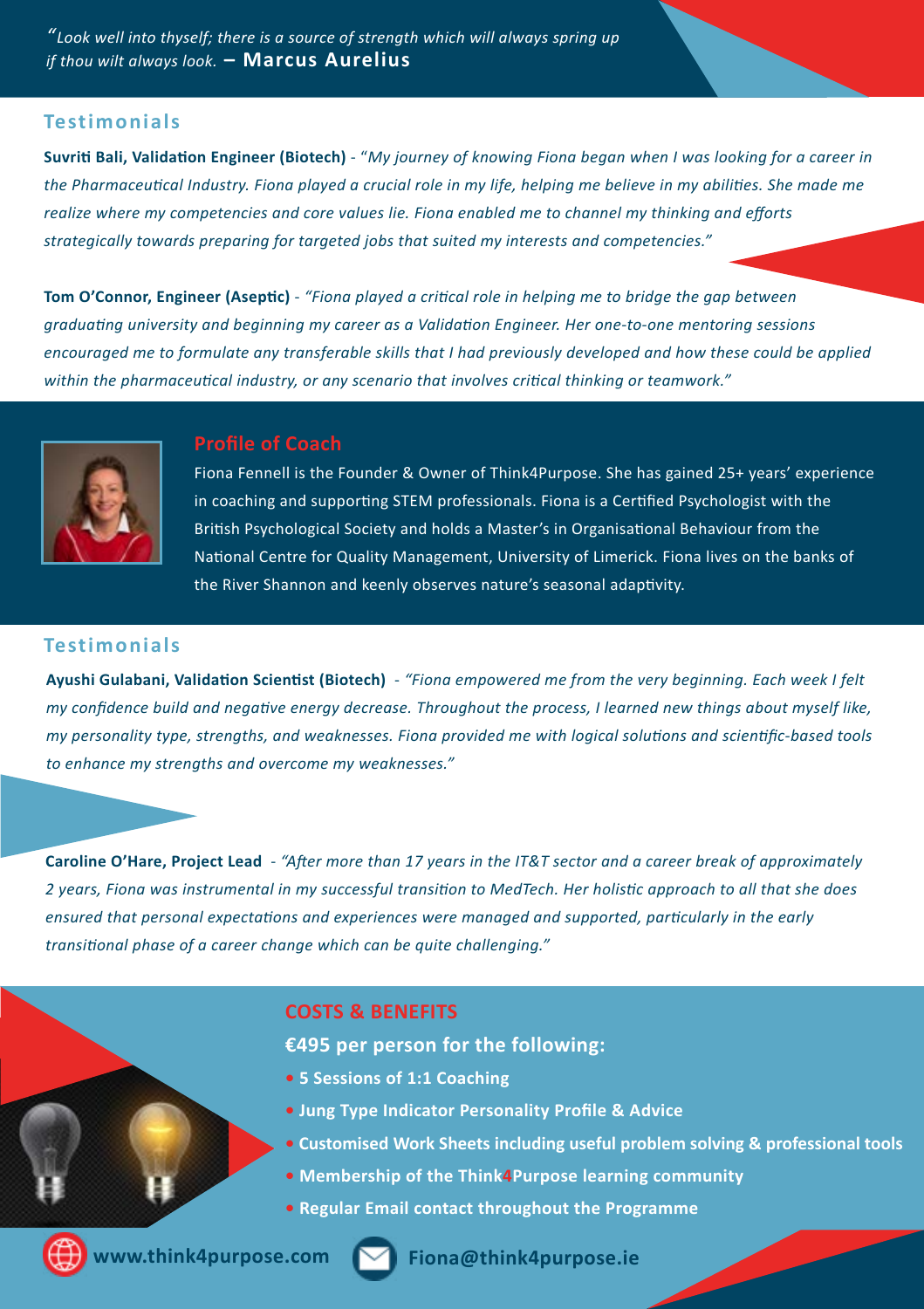*"Look well into thyself; there is a source of strength which will always spring up if thou wilt always look.* **– Marcus Aurelius**

## Testimonials

**Suvriti Bali, Validation Engineer (Biotech)** - *"My journey of knowing Fiona began when I was looking for a career in the Pharmaceutical Industry. Fiona played a crucial role in my life, helping me believe in my abilities. She made me realize where my competencies and core values lie. Fiona enabled me to channel my thinking and efforts strategically towards preparing for targeted jobs that suited my interests and competencies."*

**Tom O'Connor, Engineer (Aseptic)** - *"Fiona played a critical role in helping me to bridge the gap between graduating university and beginning my career as a Validation Engineer. Her one-to-one mentoring sessions encouraged me to formulate any transferable skills that I had previously developed and how these could be applied within the pharmaceutical industry, or any scenario that involves critical thinking or teamwork."*

## Profile of Coach

Fiona Fennell is the Founder & Owner of Think4Purpose. She has gained 25+ years' experience in coaching and supporting STEM professionals. Fiona is a Certified Psychologist with the British Psychological Society and holds a Master's in Organisational Behaviour from the National Centre for Quality Management, University of Limerick. Fiona lives on the banks of the River Shannon and keenly observes nature's seasonal adaptivity.

## Testimonials

**Ayushi Gulabani, Validation Scientist (Biotech)** - *"Fiona empowered me from the very beginning. Each week I felt my confidence build and negative energy decrease. Throughout the process, I learned new things about myself like, my personality type, strengths, and weaknesses. Fiona provided me with logical solutions and scientific-based tools to enhance my strengths and overcome my weaknesses."*

**Caroline O'Hare, Project Lead** - *"After more than 17 years in the IT&T sector and a career break of approximately 2 years, Fiona was instrumental in my successful transition to MedTech. Her holistic approach to all that she does ensured that personal expectations and experiences were managed and supported, particularly in the early transitional phase of a career change which can be quite challenging."*

## COSTS & BENEFITS

**€495 per person for the following:**

- **5 Sessions of 1:1 Coaching**
- **Jung Type Indicator Personality Profile & Advice**
- **Customised Work Sheets including useful problem solving & professional tools**
- **Membership of the Think4Purpose learning community**
- **Regular Email contact throughout the Programme**

**www.think4purpose.com** **Fiona@think4purpose.ie**